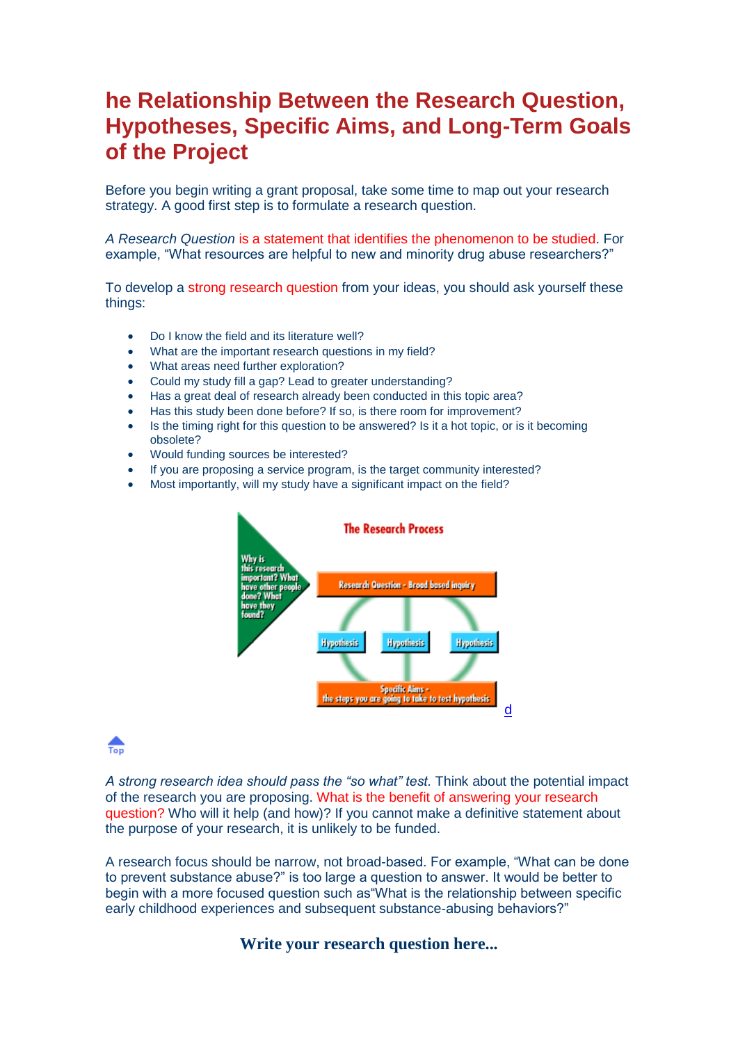# he Relationship Between the Research Question, Hypotheses, Specific Aims, and Long-Term Goals of the Project

Before you begin writing a grant proposal, take some time to map out your research strategy. A good first step is to formulate a research question.

*A Research Question* is a statement that identifies the phenomenon to be studied. For example, “What resources are helpful to new and minority drug abuse researchers?”

To develop a strong research question from your ideas, you should ask yourself these things:

- Do I know the field and its literature well?
- What are the important research questions in my field?
- What areas need further exploration?
- Could my study fill a gap? Lead to greater understanding?
- Has a great deal of research already been conducted in this topic area?
- Has this study been done before? If so, is there room for improvement?
- Is the timing right for this question to be answered? Is it a hot topic, or is it becoming obsolete?
- Would funding sources be interested?
- If you are proposing a service program, is the target community interested?
- Most importantly, will my study have a significant impact on the field?

The Research Process

Why is this research important? What have other people done? What have they found?

Research Question - Broad based inquiry

Hypothesis | Hypothesis | Hypothesis

Specific Aims - the steps you are going to take to test hypothesis

d

Top

*A strong research idea should pass the “so what” test.* Think about the potential impact of the research you are proposing. What is the benefit of answering your research question? Who will it help (and how)? If you cannot make a definitive statement about the purpose of your research, it is unlikely to be funded.

A research focus should be narrow, not broad-based. For example, “What can be done to prevent substance abuse?” is too large a question to answer. It would be better to begin with a more focused question such as“What is the relationship between specific early childhood experiences and subsequent substance-abusing behaviors?”

**Write your research question here...**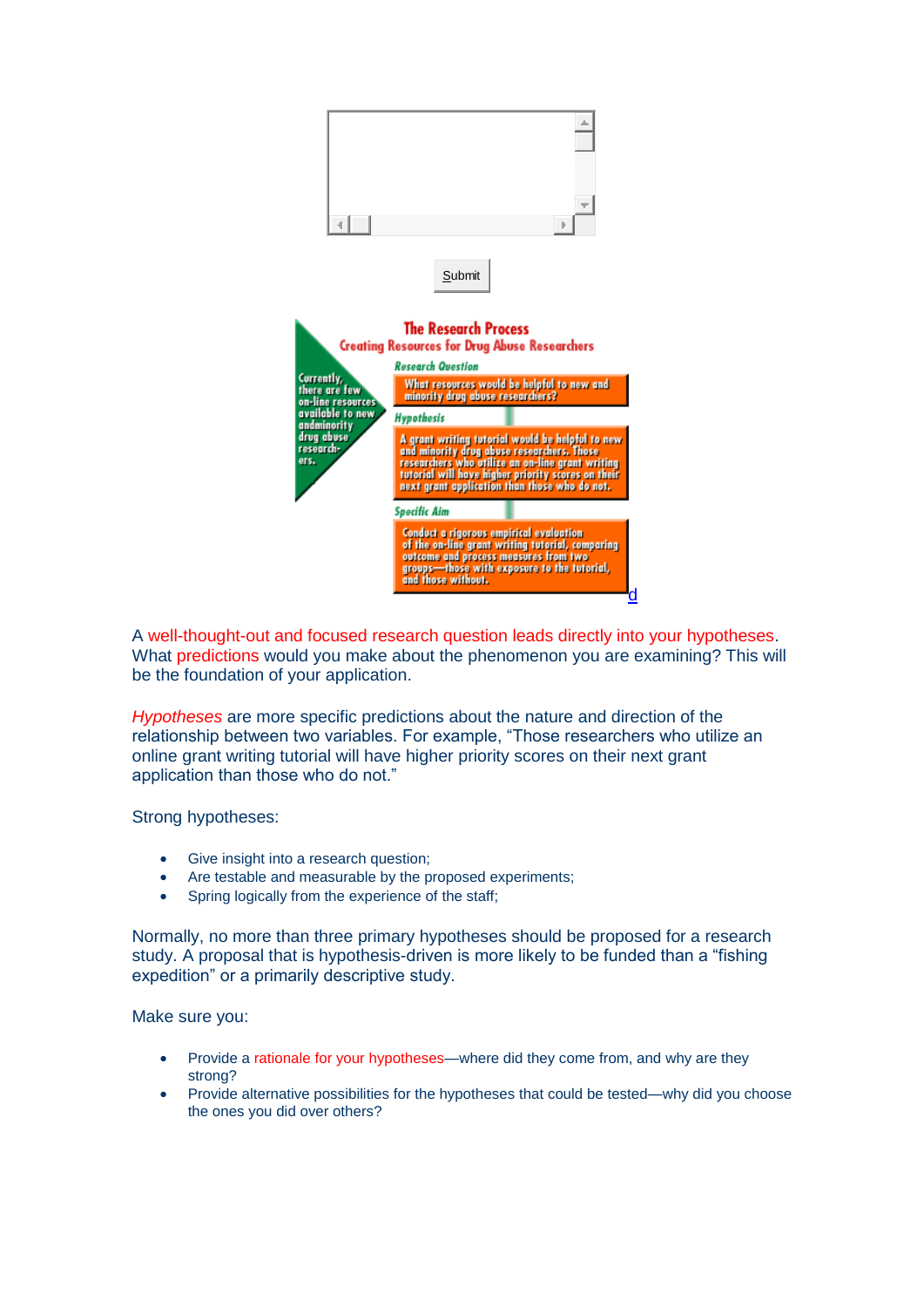Submit

The Research Process
Creating Resources for Drug Abuse Researchers

Currently, there are few on-line resources available to new andminority drug abuse research-ers.

Research Question

What resources would be helpful to new and minority drug abuse researchers?

Hypothesis

A grant writing tutorial would be helpful to new and minority drug abuse researchers. Those researchers who utilize an on-line grant writing tutorial will have higher priority scores on their next grant application than those who do not.

Specific Aim

Conduct a rigorous empirical evaluation of the on-line grant writing tutorial, comparing outcome and process measures from two groups—those with exposure to the tutorial, and those without.

d

A well-thought-out and focused research question leads directly into your hypotheses. What predictions would you make about the phenomenon you are examining? This will be the foundation of your application.

*Hypotheses* are more specific predictions about the nature and direction of the relationship between two variables. For example, "Those researchers who utilize an online grant writing tutorial will have higher priority scores on their next grant application than those who do not."

Strong hypotheses:

- Give insight into a research question;
- Are testable and measurable by the proposed experiments;
- Spring logically from the experience of the staff;

Normally, no more than three primary hypotheses should be proposed for a research study. A proposal that is hypothesis-driven is more likely to be funded than a "fishing expedition" or a primarily descriptive study.

Make sure you:

- Provide a rationale for your hypotheses—where did they come from, and why are they strong?
- Provide alternative possibilities for the hypotheses that could be tested—why did you choose the ones you did over others?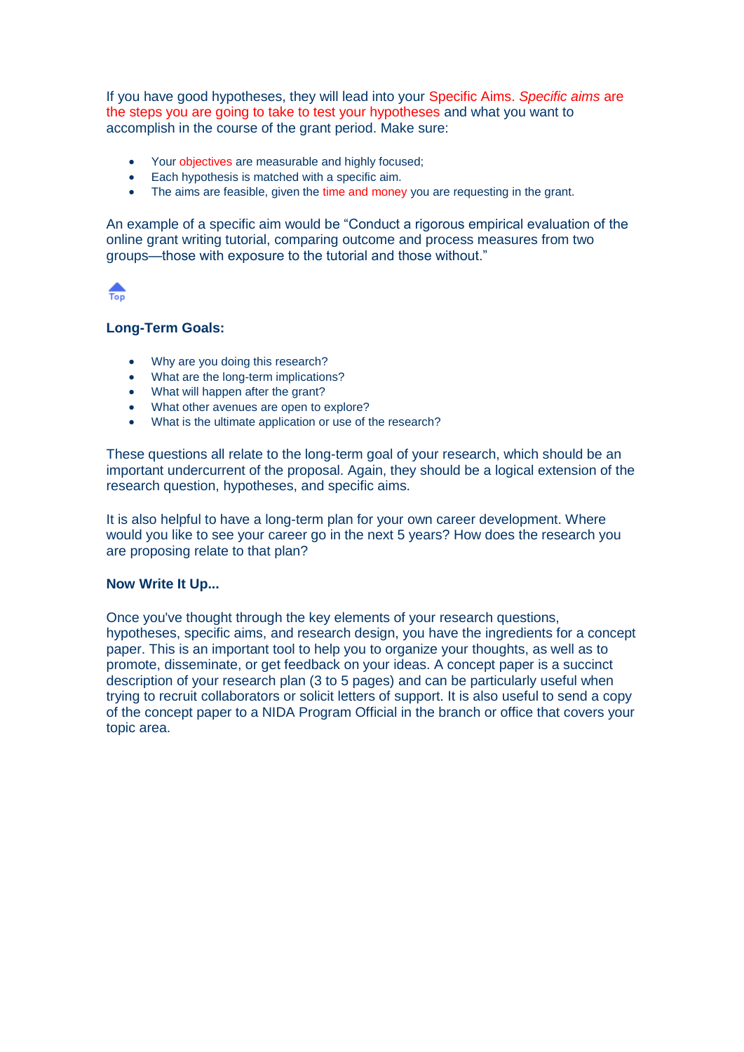If you have good hypotheses, they will lead into your Specific Aims. *Specific aims* are the steps you are going to take to test your hypotheses and what you want to accomplish in the course of the grant period. Make sure:

- Your objectives are measurable and highly focused;
- Each hypothesis is matched with a specific aim.
- The aims are feasible, given the time and money you are requesting in the grant.

An example of a specific aim would be "Conduct a rigorous empirical evaluation of the online grant writing tutorial, comparing outcome and process measures from two groups—those with exposure to the tutorial and those without."

Top

**Long-Term Goals:**

- Why are you doing this research?
- What are the long-term implications?
- What will happen after the grant?
- What other avenues are open to explore?
- What is the ultimate application or use of the research?

These questions all relate to the long-term goal of your research, which should be an important undercurrent of the proposal. Again, they should be a logical extension of the research question, hypotheses, and specific aims.

It is also helpful to have a long-term plan for your own career development. Where would you like to see your career go in the next 5 years? How does the research you are proposing relate to that plan?

**Now Write It Up...**

Once you've thought through the key elements of your research questions, hypotheses, specific aims, and research design, you have the ingredients for a concept paper. This is an important tool to help you to organize your thoughts, as well as to promote, disseminate, or get feedback on your ideas. A concept paper is a succinct description of your research plan (3 to 5 pages) and can be particularly useful when trying to recruit collaborators or solicit letters of support. It is also useful to send a copy of the concept paper to a NIDA Program Official in the branch or office that covers your topic area.